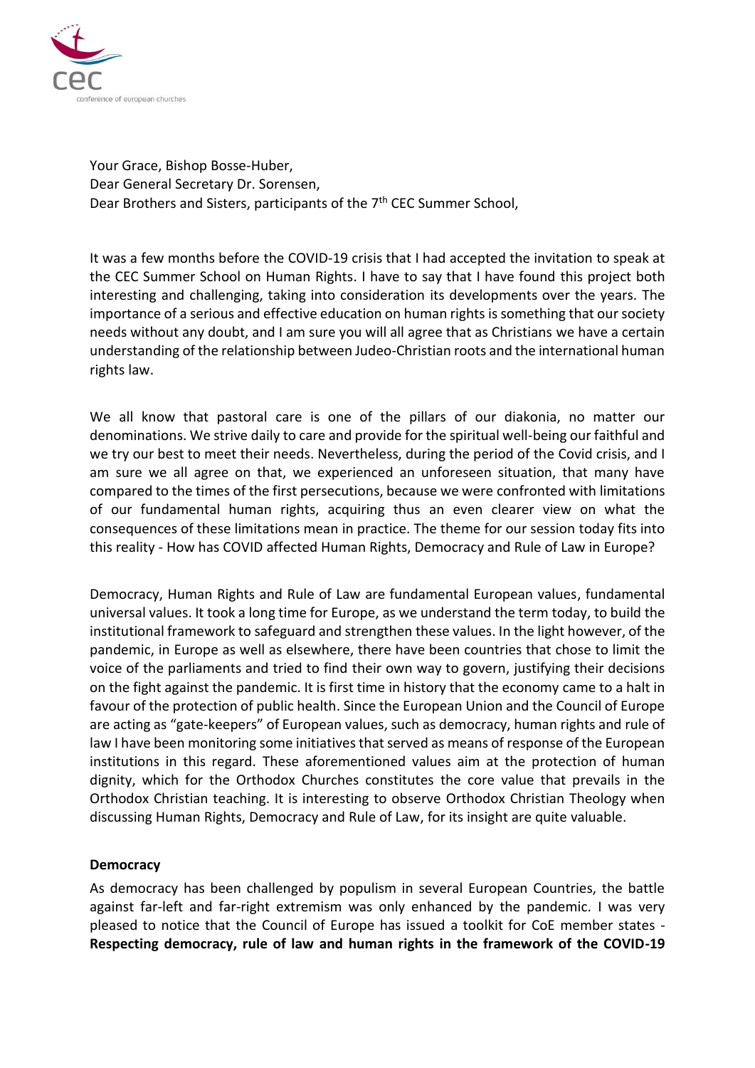Your Grace, Bishop Bosse-Huber,
Dear General Secretary Dr. Sorensen,
Dear Brothers and Sisters, participants of the 7th CEC Summer School,

It was a few months before the COVID-19 crisis that I had accepted the invitation to speak at the CEC Summer School on Human Rights. I have to say that I have found this project both interesting and challenging, taking into consideration its developments over the years. The importance of a serious and effective education on human rights is something that our society needs without any doubt, and I am sure you will all agree that as Christians we have a certain understanding of the relationship between Judeo-Christian roots and the international human rights law.

We all know that pastoral care is one of the pillars of our diakonia, no matter our denominations. We strive daily to care and provide for the spiritual well-being our faithful and we try our best to meet their needs. Nevertheless, during the period of the Covid crisis, and I am sure we all agree on that, we experienced an unforeseen situation, that many have compared to the times of the first persecutions, because we were confronted with limitations of our fundamental human rights, acquiring thus an even clearer view on what the consequences of these limitations mean in practice. The theme for our session today fits into this reality - How has COVID affected Human Rights, Democracy and Rule of Law in Europe?

Democracy, Human Rights and Rule of Law are fundamental European values, fundamental universal values. It took a long time for Europe, as we understand the term today, to build the institutional framework to safeguard and strengthen these values. In the light however, of the pandemic, in Europe as well as elsewhere, there have been countries that chose to limit the voice of the parliaments and tried to find their own way to govern, justifying their decisions on the fight against the pandemic. It is first time in history that the economy came to a halt in favour of the protection of public health. Since the European Union and the Council of Europe are acting as "gate-keepers" of European values, such as democracy, human rights and rule of law I have been monitoring some initiatives that served as means of response of the European institutions in this regard. These aforementioned values aim at the protection of human dignity, which for the Orthodox Churches constitutes the core value that prevails in the Orthodox Christian teaching. It is interesting to observe Orthodox Christian Theology when discussing Human Rights, Democracy and Rule of Law, for its insight are quite valuable.

**Democracy**

As democracy has been challenged by populism in several European Countries, the battle against far-left and far-right extremism was only enhanced by the pandemic. I was very pleased to notice that the Council of Europe has issued a toolkit for CoE member states - **Respecting democracy, rule of law and human rights in the framework of the COVID-19**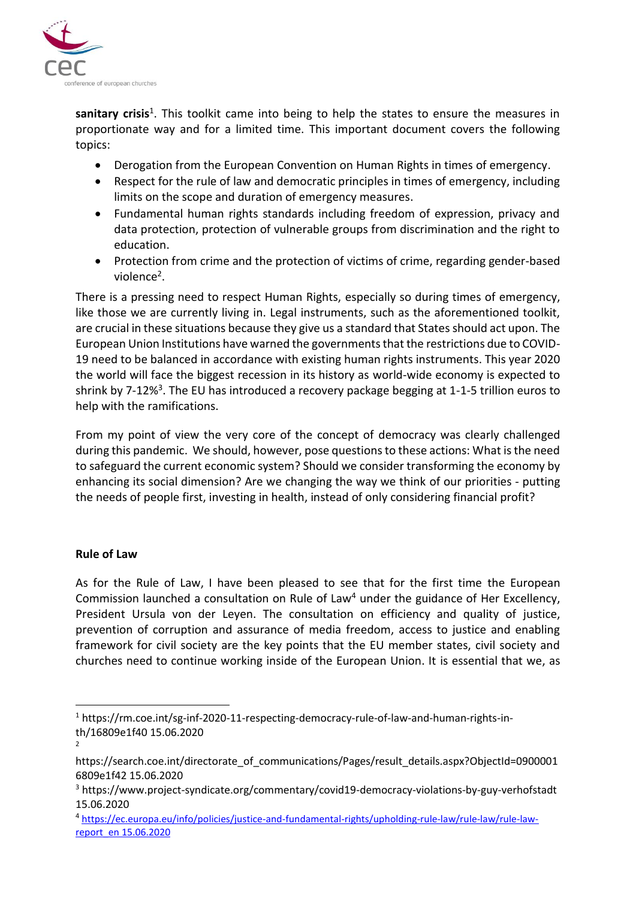**sanitary crisis**[1]. This toolkit came into being to help the states to ensure the measures in proportionate way and for a limited time. This important document covers the following topics:

- Derogation from the European Convention on Human Rights in times of emergency.
- Respect for the rule of law and democratic principles in times of emergency, including limits on the scope and duration of emergency measures.
- Fundamental human rights standards including freedom of expression, privacy and data protection, protection of vulnerable groups from discrimination and the right to education.
- Protection from crime and the protection of victims of crime, regarding gender-based violence[2].

There is a pressing need to respect Human Rights, especially so during times of emergency, like those we are currently living in. Legal instruments, such as the aforementioned toolkit, are crucial in these situations because they give us a standard that States should act upon. The European Union Institutions have warned the governments that the restrictions due to COVID-19 need to be balanced in accordance with existing human rights instruments. This year 2020 the world will face the biggest recession in its history as world-wide economy is expected to shrink by 7-12%[3]. The EU has introduced a recovery package begging at 1-1-5 trillion euros to help with the ramifications.

From my point of view the very core of the concept of democracy was clearly challenged during this pandemic. We should, however, pose questions to these actions: What is the need to safeguard the current economic system? Should we consider transforming the economy by enhancing its social dimension? Are we changing the way we think of our priorities - putting the needs of people first, investing in health, instead of only considering financial profit?

## Rule of Law

As for the Rule of Law, I have been pleased to see that for the first time the European Commission launched a consultation on Rule of Law[4] under the guidance of Her Excellency, President Ursula von der Leyen. The consultation on efficiency and quality of justice, prevention of corruption and assurance of media freedom, access to justice and enabling framework for civil society are the key points that the EU member states, civil society and churches need to continue working inside of the European Union. It is essential that we, as

---

[1] https://rm.coe.int/sg-inf-2020-11-respecting-democracy-rule-of-law-and-human-rights-in-th/16809e1f40 15.06.2020

[2] https://search.coe.int/directorate_of_communications/Pages/result_details.aspx?ObjectId=09000016809e1f42 15.06.2020

[3] https://www.project-syndicate.org/commentary/covid19-democracy-violations-by-guy-verhofstadt 15.06.2020

[4] https://ec.europa.eu/info/policies/justice-and-fundamental-rights/upholding-rule-law/rule-law/rule-law-report_en 15.06.2020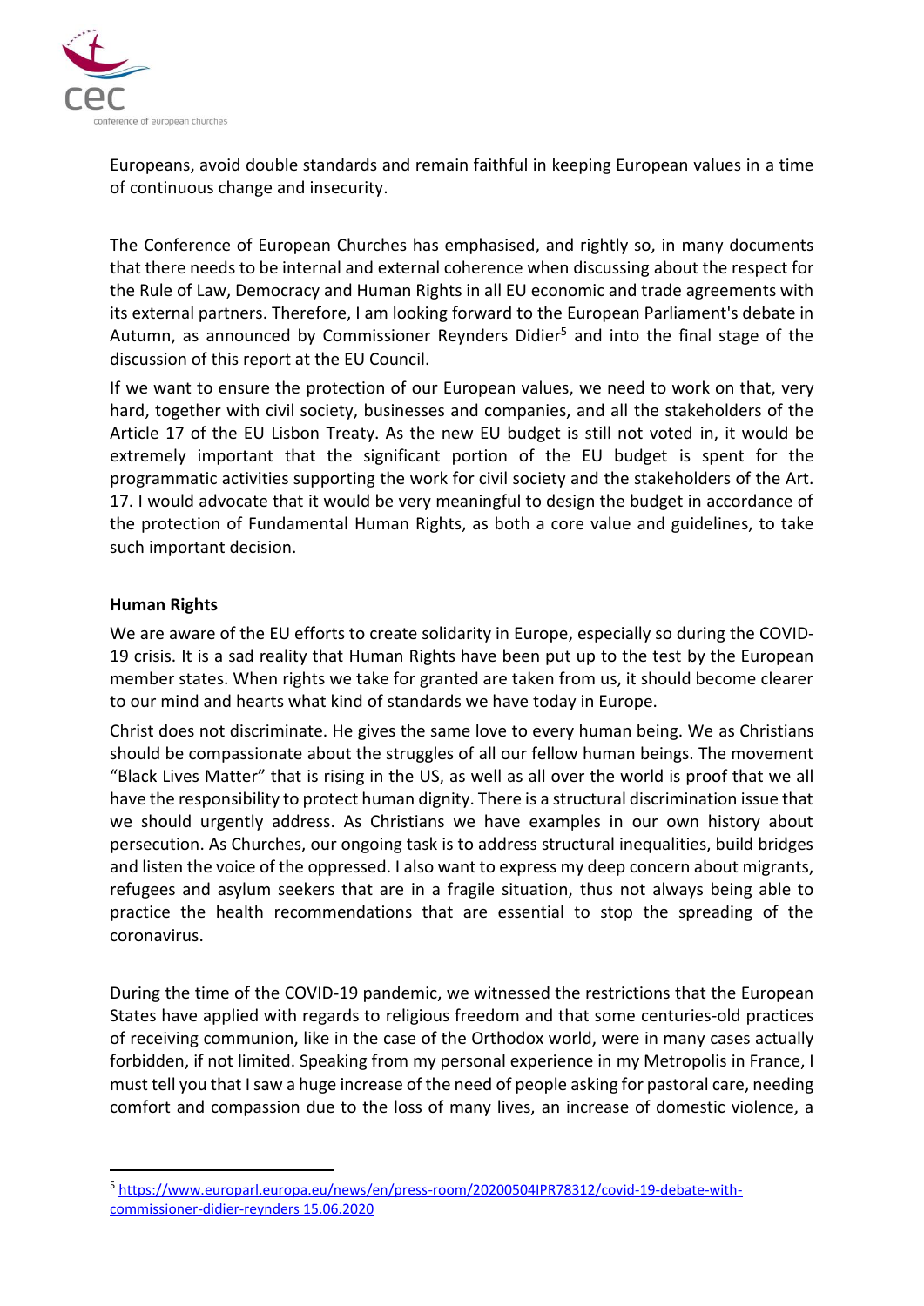Europeans, avoid double standards and remain faithful in keeping European values in a time of continuous change and insecurity.

The Conference of European Churches has emphasised, and rightly so, in many documents that there needs to be internal and external coherence when discussing about the respect for the Rule of Law, Democracy and Human Rights in all EU economic and trade agreements with its external partners. Therefore, I am looking forward to the European Parliament's debate in Autumn, as announced by Commissioner Reynders Didier[5] and into the final stage of the discussion of this report at the EU Council.

If we want to ensure the protection of our European values, we need to work on that, very hard, together with civil society, businesses and companies, and all the stakeholders of the Article 17 of the EU Lisbon Treaty. As the new EU budget is still not voted in, it would be extremely important that the significant portion of the EU budget is spent for the programmatic activities supporting the work for civil society and the stakeholders of the Art. 17. I would advocate that it would be very meaningful to design the budget in accordance of the protection of Fundamental Human Rights, as both a core value and guidelines, to take such important decision.

**Human Rights**

We are aware of the EU efforts to create solidarity in Europe, especially so during the COVID-19 crisis. It is a sad reality that Human Rights have been put up to the test by the European member states. When rights we take for granted are taken from us, it should become clearer to our mind and hearts what kind of standards we have today in Europe.

Christ does not discriminate. He gives the same love to every human being. We as Christians should be compassionate about the struggles of all our fellow human beings. The movement "Black Lives Matter" that is rising in the US, as well as all over the world is proof that we all have the responsibility to protect human dignity. There is a structural discrimination issue that we should urgently address. As Christians we have examples in our own history about persecution. As Churches, our ongoing task is to address structural inequalities, build bridges and listen the voice of the oppressed. I also want to express my deep concern about migrants, refugees and asylum seekers that are in a fragile situation, thus not always being able to practice the health recommendations that are essential to stop the spreading of the coronavirus.

During the time of the COVID-19 pandemic, we witnessed the restrictions that the European States have applied with regards to religious freedom and that some centuries-old practices of receiving communion, like in the case of the Orthodox world, were in many cases actually forbidden, if not limited. Speaking from my personal experience in my Metropolis in France, I must tell you that I saw a huge increase of the need of people asking for pastoral care, needing comfort and compassion due to the loss of many lives, an increase of domestic violence, a

[5] https://www.europarl.europa.eu/news/en/press-room/20200504IPR78312/covid-19-debate-with-commissioner-didier-reynders 15.06.2020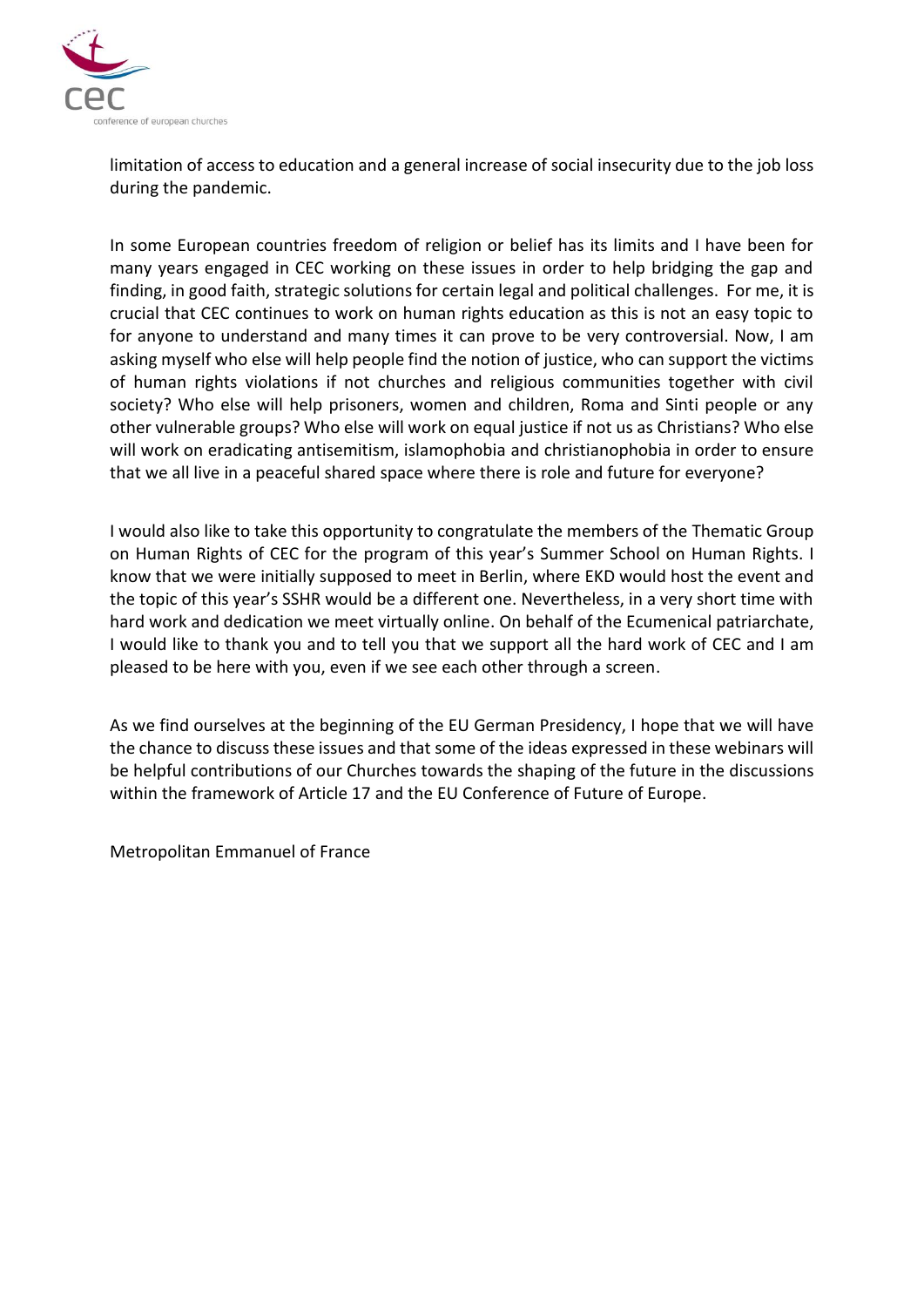limitation of access to education and a general increase of social insecurity due to the job loss during the pandemic.

In some European countries freedom of religion or belief has its limits and I have been for many years engaged in CEC working on these issues in order to help bridging the gap and finding, in good faith, strategic solutions for certain legal and political challenges. For me, it is crucial that CEC continues to work on human rights education as this is not an easy topic to for anyone to understand and many times it can prove to be very controversial. Now, I am asking myself who else will help people find the notion of justice, who can support the victims of human rights violations if not churches and religious communities together with civil society? Who else will help prisoners, women and children, Roma and Sinti people or any other vulnerable groups? Who else will work on equal justice if not us as Christians? Who else will work on eradicating antisemitism, islamophobia and christianophobia in order to ensure that we all live in a peaceful shared space where there is role and future for everyone?

I would also like to take this opportunity to congratulate the members of the Thematic Group on Human Rights of CEC for the program of this year's Summer School on Human Rights. I know that we were initially supposed to meet in Berlin, where EKD would host the event and the topic of this year's SSHR would be a different one. Nevertheless, in a very short time with hard work and dedication we meet virtually online. On behalf of the Ecumenical patriarchate, I would like to thank you and to tell you that we support all the hard work of CEC and I am pleased to be here with you, even if we see each other through a screen.

As we find ourselves at the beginning of the EU German Presidency, I hope that we will have the chance to discuss these issues and that some of the ideas expressed in these webinars will be helpful contributions of our Churches towards the shaping of the future in the discussions within the framework of Article 17 and the EU Conference of Future of Europe.

Metropolitan Emmanuel of France